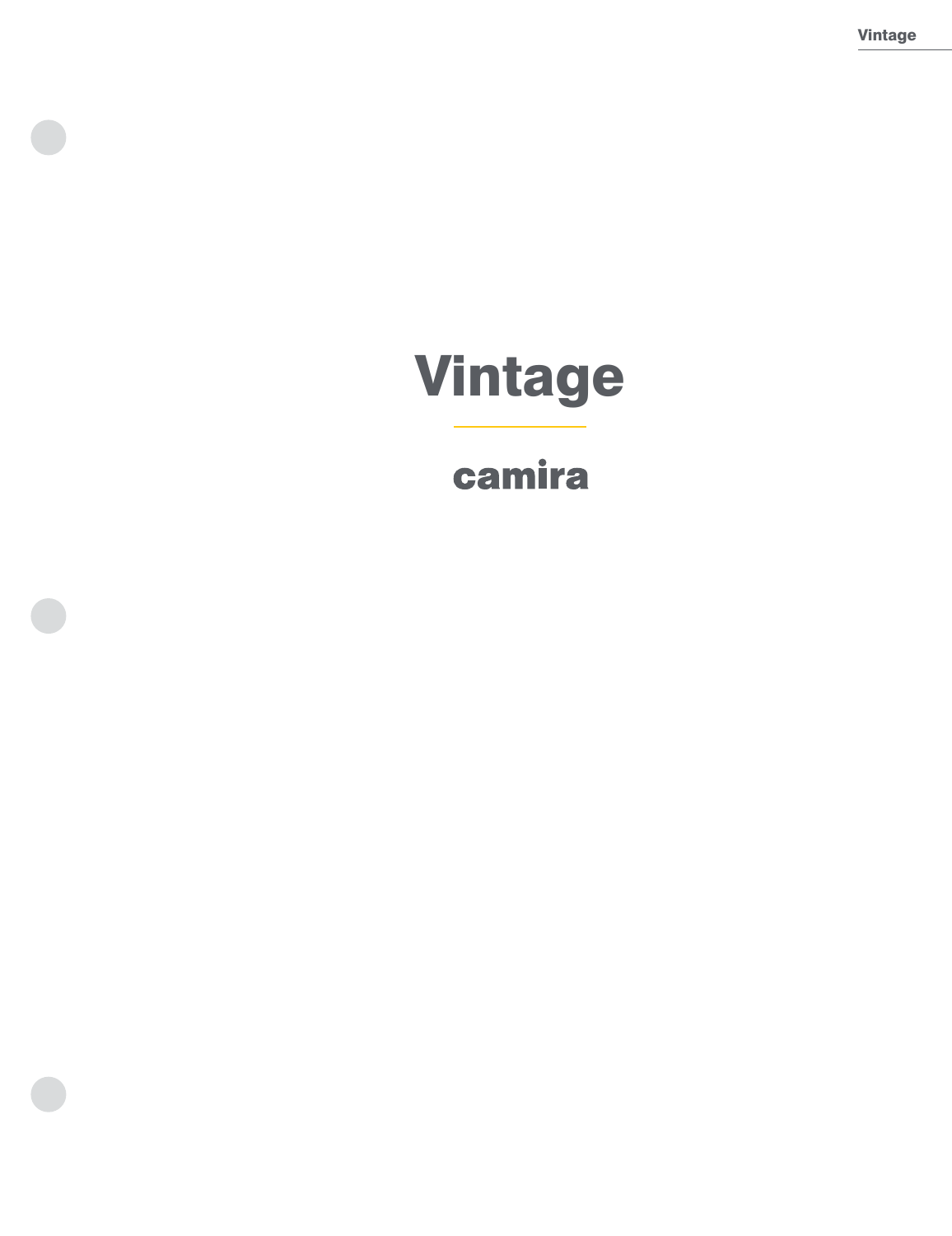# Vintage

camira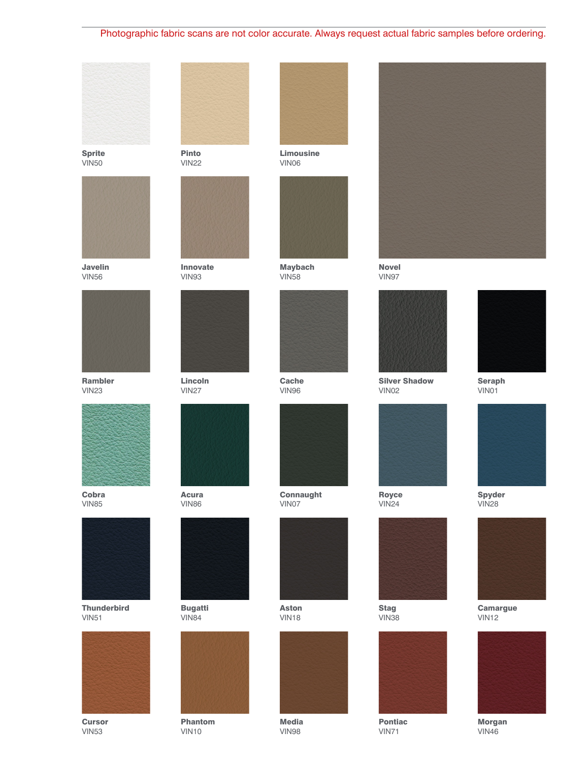Photographic fabric scans are not color accurate. Always request actual fabric samples before ordering.

**Sprite**
VIN50

**Pinto**
VIN22

**Limousine**
VIN06

**Javelin**
VIN56

**Innovate**
VIN93

**Maybach**
VIN58

**Novel**
VIN97

**Rambler**
VIN23

**Lincoln**
VIN27

**Cache**
VIN96

**Silver Shadow**
VIN02

**Seraph**
VIN01

**Cobra**
VIN85

**Acura**
VIN86

**Connaught**
VIN07

**Royce**
VIN24

**Spyder**
VIN28

**Thunderbird**
VIN51

**Bugatti**
VIN84

**Aston**
VIN18

**Stag**
VIN38

**Camargue**
VIN12

**Cursor**
VIN53

**Phantom**
VIN10

**Media**
VIN98

**Pontiac**
VIN71

**Morgan**
VIN46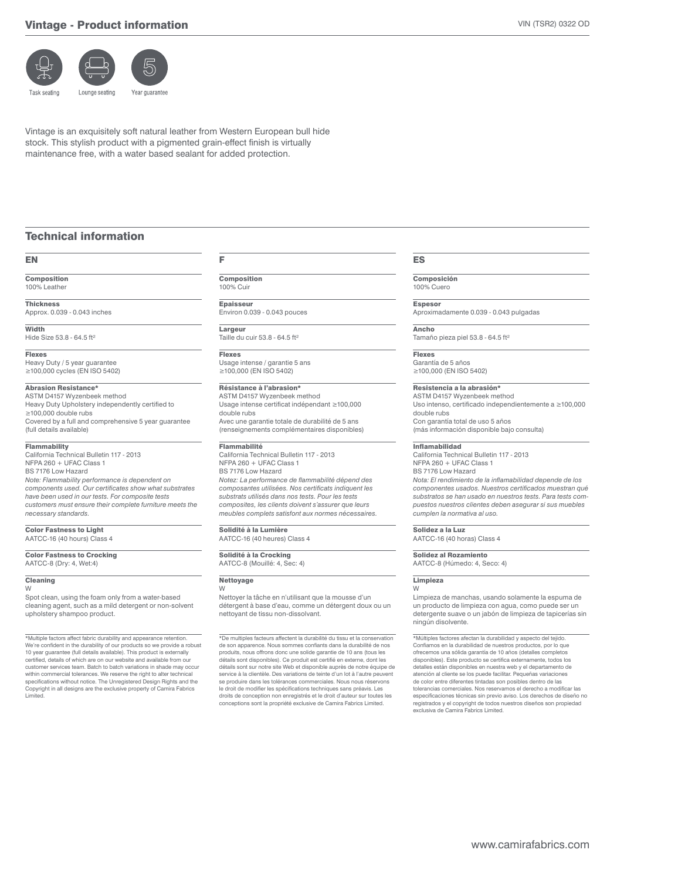## Vintage - Product information

VIN (TSR2) 0322 OD

Task seating

Lounge seating

Year guarantee

Vintage is an exquisitely soft natural leather from Western European bull hide stock. This stylish product with a pigmented grain-effect finish is virtually maintenance free, with a water based sealant for added protection.

## Technical information

### EN

**Composition**
100% Leather

**Thickness**
Approx. 0.039 - 0.043 inches

**Width**
Hide Size 53.8 - 64.5 ft²

**Flexes**
Heavy Duty / 5 year guarantee
≥100,000 cycles (EN ISO 5402)

**Abrasion Resistance***
ASTM D4157 Wyzenbeek method
Heavy Duty Upholstery independently certified to ≥100,000 double rubs
Covered by a full and comprehensive 5 year guarantee (full details available)

**Flammability**
California Technical Bulletin 117 - 2013
NFPA 260 + UFAC Class 1
BS 7176 Low Hazard
*Note: Flammability performance is dependent on components used. Our certificates show what substrates have been used in our tests. For composite tests customers must ensure their complete furniture meets the necessary standards.*

**Color Fastness to Light**
AATCC-16 (40 hours) Class 4

**Color Fastness to Crocking**
AATCC-8 (Dry: 4, Wet:4)

**Cleaning**
W
Spot clean, using the foam only from a water-based cleaning agent, such as a mild detergent or non-solvent upholstery shampoo product.

*Multiple factors affect fabric durability and appearance retention. We're confident in the durability of our products so we provide a robust 10 year guarantee (full details available). This product is externally certified, details of which are on our website and available from our customer services team. Batch to batch variations in shade may occur within commercial tolerances. We reserve the right to alter technical specifications without notice. The Unregistered Design Rights and the Copyright in all designs are the exclusive property of Camira Fabrics Limited.

### F

**Composition**
100% Cuir

**Epaisseur**
Environ 0.039 - 0.043 pouces

**Largeur**
Taille du cuir 53.8 - 64.5 ft²

**Flexes**
Usage intense / garantie 5 ans
≥100,000 (EN ISO 5402)

**Résistance à l'abrasion***
ASTM D4157 Wyzenbeek method
Usage intense certificat indépendant ≥100,000 double rubs
Avec une garantie totale de durabilité de 5 ans (renseignements complémentaires disponibles)

**Flammabilité**
California Technical Bulletin 117 - 2013
NFPA 260 + UFAC Class 1
BS 7176 Low Hazard
*Notez: La performance de flammabilité dépend des composantes utilisées. Nos certificats indiquent les substrats utilisés dans nos tests. Pour les tests composites, les clients doivent s'assurer que leurs meubles complets satisfont aux normes nécessaires.*

**Solidité à la Lumière**
AATCC-16 (40 heures) Class 4

**Solidité à la Crocking**
AATCC-8 (Mouillé: 4, Sec: 4)

**Nettoyage**
W
Nettoyer la tâche en n'utilisant que la mousse d'un détergent à base d'eau, comme un détergent doux ou un nettoyant de tissu non-dissolvant.

*De multiples facteurs affectent la durabilité du tissu et la conservation de son apparence. Nous sommes confiants dans la durabilité de nos produits, nous offrons donc une solide garantie de 10 ans (tous les détails sont disponibles). Ce produit est certifié en externe, dont les détails sont sur notre site Web et disponible auprès de notre équipe de service à la clientèle. Des variations de teinte d'un lot à l'autre peuvent se produire dans les tolérances commerciales. Nous nous réservons le droit de modifier les spécifications techniques sans préavis. Les droits de conception non enregistrés et le droit d'auteur sur toutes les conceptions sont la propriété exclusive de Camira Fabrics Limited.

### ES

**Composición**
100% Cuero

**Espesor**
Aproximadamente 0.039 - 0.043 pulgadas

**Ancho**
Tamaño pieza piel 53.8 - 64.5 ft²

**Flexes**
Garantía de 5 años
≥100,000 (EN ISO 5402)

**Resistencia a la abrasión***
ASTM D4157 Wyzenbeek method
Uso intenso, certificado independientemente a ≥100,000 double rubs
Con garantía total de uso 5 años (más información disponible bajo consulta)

**Inflamabilidad**
California Technical Bulletin 117 - 2013
NFPA 260 + UFAC Class 1
BS 7176 Low Hazard
*Nota: El rendimiento de la inflamabilidad depende de los componentes usados. Nuestros certificados muestran qué substratos se han usado en nuestros tests. Para tests compuestos nuestros clientes deben asegurar si sus muebles cumplen la normativa al uso.*

**Solidez a la Luz**
AATCC-16 (40 horas) Class 4

**Solidez al Rozamiento**
AATCC-8 (Húmedo: 4, Seco: 4)

**Limpieza**
W
Limpieza de manchas, usando solamente la espuma de un producto de limpieza con agua, como puede ser un detergente suave o un jabón de limpieza de tapicerías sin ningún disolvente.

*Múltiples factores afectan la durabilidad y aspecto del tejido. Confiamos en la durabilidad de nuestros productos, por lo que ofrecemos una sólida garantía de 10 años (detalles completos disponibles). Este producto se certifica externamente, todos los detalles están disponibles en nuestra web y el departamento de atención al cliente se los puede facilitar. Pequeñas variaciones de color entre diferentes tintadas son posibles dentro de las tolerancias comerciales. Nos reservamos el derecho a modificar las especificaciones técnicas sin previo aviso. Los derechos de diseño no registrados y el copyright de todos nuestros diseños son propiedad exclusiva de Camira Fabrics Limited.

www.camirafabrics.com